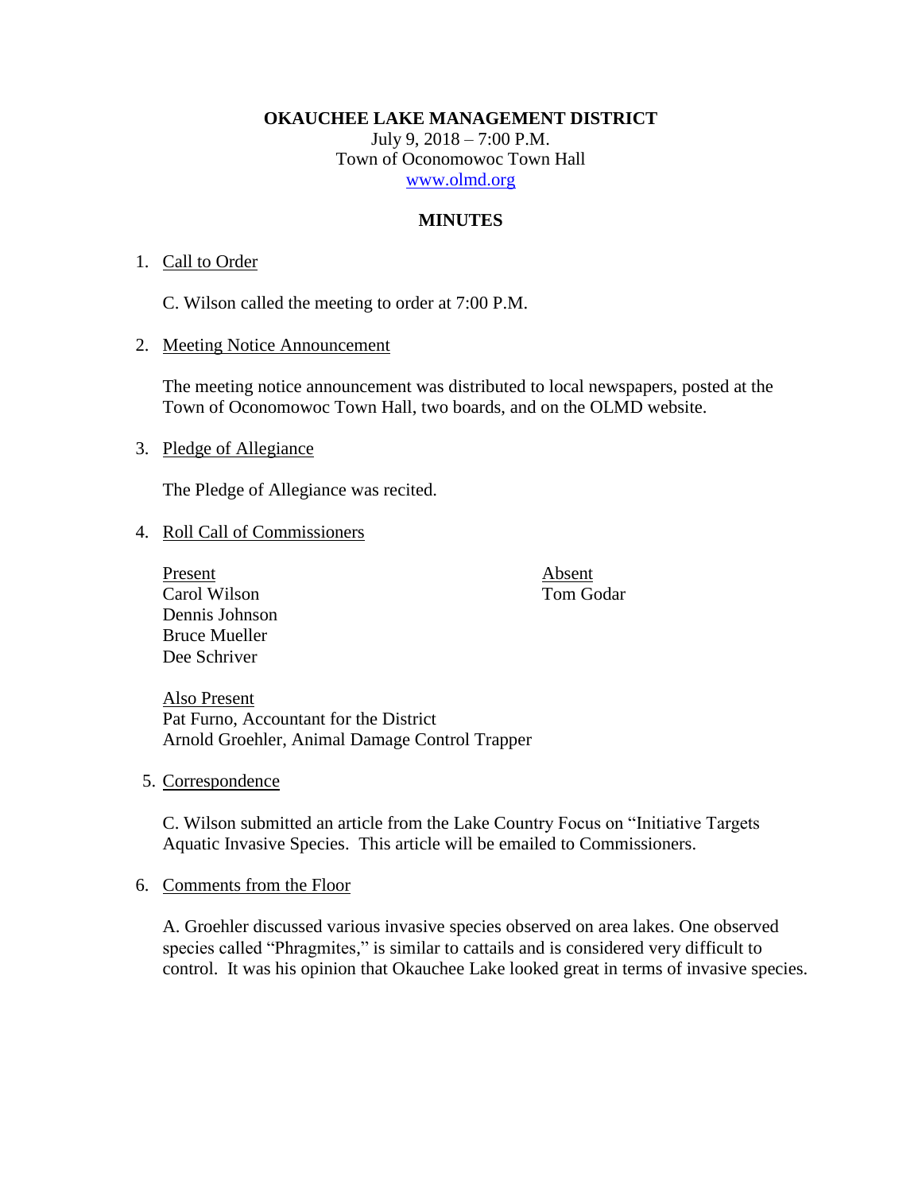**OKAUCHEE LAKE MANAGEMENT DISTRICT**
July 9, 2018 – 7:00 P.M.
Town of Oconomowoc Town Hall
www.olmd.org

**MINUTES**

1. Call to Order

   C. Wilson called the meeting to order at 7:00 P.M.

2. Meeting Notice Announcement

   The meeting notice announcement was distributed to local newspapers, posted at the Town of Oconomowoc Town Hall, two boards, and on the OLMD website.

3. Pledge of Allegiance

   The Pledge of Allegiance was recited.

4. Roll Call of Commissioners

   | Present | Absent |
   |---|---|
   | Carol Wilson | Tom Godar |
   | Dennis Johnson | |
   | Bruce Mueller | |
   | Dee Schriver | |

   Also Present
   Pat Furno, Accountant for the District
   Arnold Groehler, Animal Damage Control Trapper

5. Correspondence

   C. Wilson submitted an article from the Lake Country Focus on "Initiative Targets Aquatic Invasive Species. This article will be emailed to Commissioners.

6. Comments from the Floor

   A. Groehler discussed various invasive species observed on area lakes. One observed species called "Phragmites," is similar to cattails and is considered very difficult to control. It was his opinion that Okauchee Lake looked great in terms of invasive species.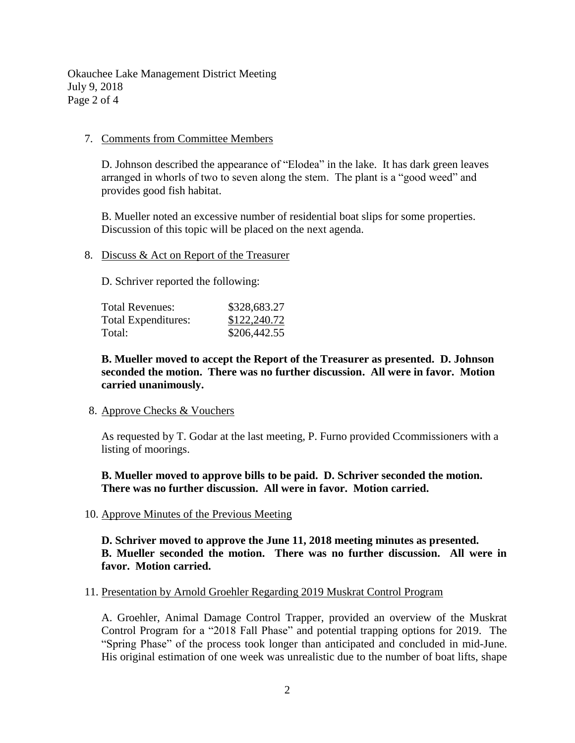7. Comments from Committee Members

   D. Johnson described the appearance of "Elodea" in the lake. It has dark green leaves arranged in whorls of two to seven along the stem. The plant is a "good weed" and provides good fish habitat.

   B. Mueller noted an excessive number of residential boat slips for some properties. Discussion of this topic will be placed on the next agenda.

8. Discuss & Act on Report of the Treasurer

   D. Schriver reported the following:

| | |
|---|---|
| Total Revenues: | \$328,683.27 |
| Total Expenditures: | \$122,240.72 |
| Total: | \$206,442.55 |

   **B. Mueller moved to accept the Report of the Treasurer as presented. D. Johnson seconded the motion. There was no further discussion. All were in favor. Motion carried unanimously.**

8. Approve Checks & Vouchers

   As requested by T. Godar at the last meeting, P. Furno provided Ccommissioners with a listing of moorings.

   **B. Mueller moved to approve bills to be paid. D. Schriver seconded the motion. There was no further discussion. All were in favor. Motion carried.**

10. Approve Minutes of the Previous Meeting

    **D. Schriver moved to approve the June 11, 2018 meeting minutes as presented. B. Mueller seconded the motion. There was no further discussion. All were in favor. Motion carried.**

11. Presentation by Arnold Groehler Regarding 2019 Muskrat Control Program

    A. Groehler, Animal Damage Control Trapper, provided an overview of the Muskrat Control Program for a "2018 Fall Phase" and potential trapping options for 2019. The "Spring Phase" of the process took longer than anticipated and concluded in mid-June. His original estimation of one week was unrealistic due to the number of boat lifts, shape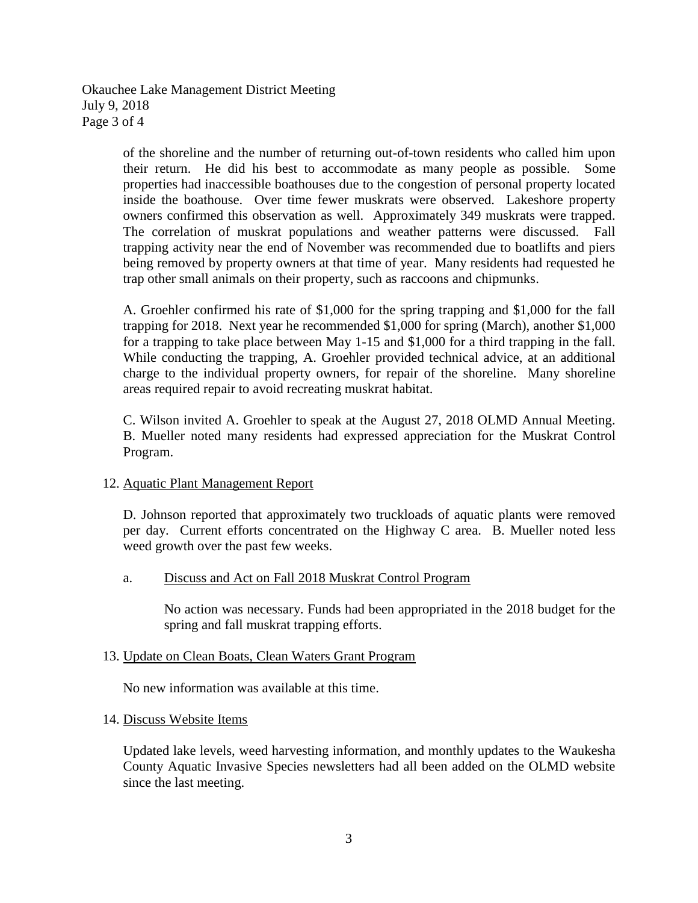of the shoreline and the number of returning out-of-town residents who called him upon their return. He did his best to accommodate as many people as possible. Some properties had inaccessible boathouses due to the congestion of personal property located inside the boathouse. Over time fewer muskrats were observed. Lakeshore property owners confirmed this observation as well. Approximately 349 muskrats were trapped. The correlation of muskrat populations and weather patterns were discussed. Fall trapping activity near the end of November was recommended due to boatlifts and piers being removed by property owners at that time of year. Many residents had requested he trap other small animals on their property, such as raccoons and chipmunks.

A. Groehler confirmed his rate of $1,000 for the spring trapping and $1,000 for the fall trapping for 2018. Next year he recommended $1,000 for spring (March), another $1,000 for a trapping to take place between May 1-15 and $1,000 for a third trapping in the fall. While conducting the trapping, A. Groehler provided technical advice, at an additional charge to the individual property owners, for repair of the shoreline. Many shoreline areas required repair to avoid recreating muskrat habitat.

C. Wilson invited A. Groehler to speak at the August 27, 2018 OLMD Annual Meeting. B. Mueller noted many residents had expressed appreciation for the Muskrat Control Program.

12. <u>Aquatic Plant Management Report</u>

    D. Johnson reported that approximately two truckloads of aquatic plants were removed per day. Current efforts concentrated on the Highway C area. B. Mueller noted less weed growth over the past few weeks.

    a. <u>Discuss and Act on Fall 2018 Muskrat Control Program</u>

       No action was necessary. Funds had been appropriated in the 2018 budget for the spring and fall muskrat trapping efforts.

13. <u>Update on Clean Boats, Clean Waters Grant Program</u>

    No new information was available at this time.

14. <u>Discuss Website Items</u>

    Updated lake levels, weed harvesting information, and monthly updates to the Waukesha County Aquatic Invasive Species newsletters had all been added on the OLMD website since the last meeting.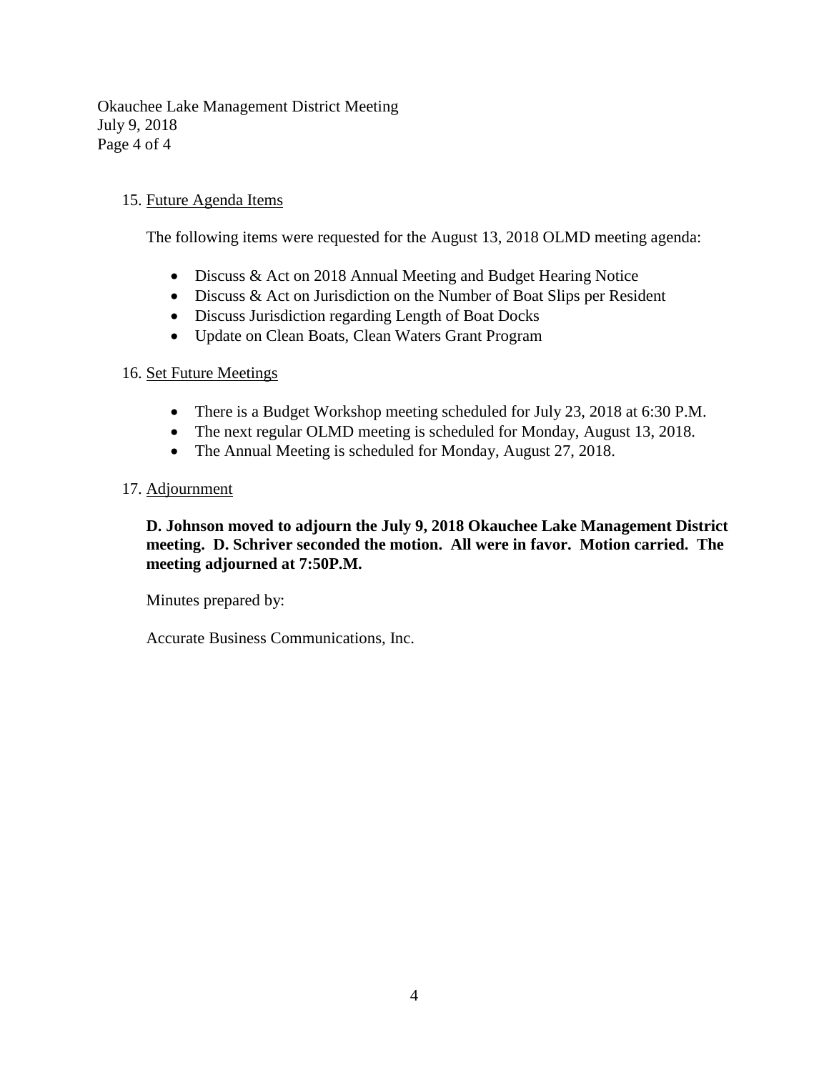15. Future Agenda Items

The following items were requested for the August 13, 2018 OLMD meeting agenda:

- Discuss & Act on 2018 Annual Meeting and Budget Hearing Notice
- Discuss & Act on Jurisdiction on the Number of Boat Slips per Resident
- Discuss Jurisdiction regarding Length of Boat Docks
- Update on Clean Boats, Clean Waters Grant Program

16. Set Future Meetings

- There is a Budget Workshop meeting scheduled for July 23, 2018 at 6:30 P.M.
- The next regular OLMD meeting is scheduled for Monday, August 13, 2018.
- The Annual Meeting is scheduled for Monday, August 27, 2018.

17. Adjournment

**D. Johnson moved to adjourn the July 9, 2018 Okauchee Lake Management District meeting. D. Schriver seconded the motion. All were in favor. Motion carried. The meeting adjourned at 7:50P.M.**

Minutes prepared by:

Accurate Business Communications, Inc.